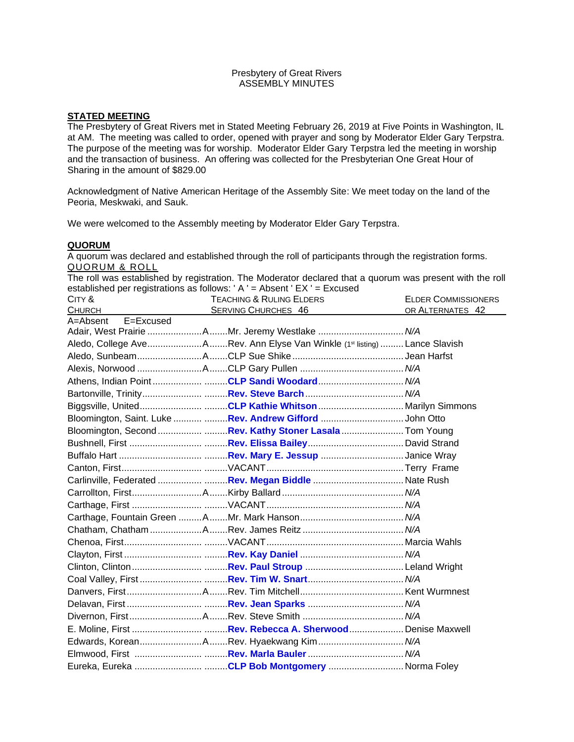Presbytery of Great Rivers
ASSEMBLY MINUTES

**STATED MEETING**

The Presbytery of Great Rivers met in Stated Meeting February 26, 2019 at Five Points in Washington, IL at AM. The meeting was called to order, opened with prayer and song by Moderator Elder Gary Terpstra. The purpose of the meeting was for worship. Moderator Elder Gary Terpstra led the meeting in worship and the transaction of business. An offering was collected for the Presbyterian One Great Hour of Sharing in the amount of $829.00

Acknowledgment of Native American Heritage of the Assembly Site: We meet today on the land of the Peoria, Meskwaki, and Sauk.

We were welcomed to the Assembly meeting by Moderator Elder Gary Terpstra.

**QUORUM**

A quorum was declared and established through the roll of participants through the registration forms.

QUORUM & ROLL

The roll was established by registration. The Moderator declared that a quorum was present with the roll established per registrations as follows: ' A ' = Absent ' EX ' = Excused

| City & Church | | Teaching & Ruling Elders Serving Churches 46 | Elder Commissioners or Alternates 42 |
|---|---|---|---|
| A=Absent E=Excused | | | |
| Adair, West Prairie | A | Mr. Jeremy Westlake | *N/A* |
| Aledo, College Ave | A | Rev. Ann Elyse Van Winkle (1st listing) | Lance Slavish |
| Aledo, Sunbeam | A | CLP Sue Shike | Jean Harfst |
| Alexis, Norwood | A | CLP Gary Pullen | *N/A* |
| Athens, Indian Point | | **CLP Sandi Woodard** | *N/A* |
| Bartonville, Trinity | | **Rev. Steve Barch** | *N/A* |
| Biggsville, United | | **CLP Kathie Whitson** | Marilyn Simmons |
| Bloomington, Saint. Luke | | **Rev. Andrew Gifford** | John Otto |
| Bloomington, Second | | **Rev. Kathy Stoner Lasala** | Tom Young |
| Bushnell, First | | **Rev. Elissa Bailey** | David Strand |
| Buffalo Hart | | **Rev. Mary E. Jessup** | Janice Wray |
| Canton, First | | VACANT | Terry Frame |
| Carlinville, Federated | | **Rev. Megan Biddle** | Nate Rush |
| Carrollton, First | A | Kirby Ballard | *N/A* |
| Carthage, First | | VACANT | *N/A* |
| Carthage, Fountain Green | A | Mr. Mark Hanson | *N/A* |
| Chatham, Chatham | A | Rev. James Reitz | *N/A* |
| Chenoa, First | | VACANT | Marcia Wahls |
| Clayton, First | | **Rev. Kay Daniel** | *N/A* |
| Clinton, Clinton | | **Rev. Paul Stroup** | Leland Wright |
| Coal Valley, First | | **Rev. Tim W. Snart** | *N/A* |
| Danvers, First | A | Rev. Tim Mitchell | Kent Wurmnest |
| Delavan, First | | **Rev. Jean Sparks** | *N/A* |
| Divernon, First | A | Rev. Steve Smith | *N/A* |
| E. Moline, First | | **Rev. Rebecca A. Sherwood** | Denise Maxwell |
| Edwards, Korean | A | Rev. Hyaekwang Kim | *N/A* |
| Elmwood, First | | **Rev. Marla Bauler** | *N/A* |
| Eureka, Eureka | | **CLP Bob Montgomery** | Norma Foley |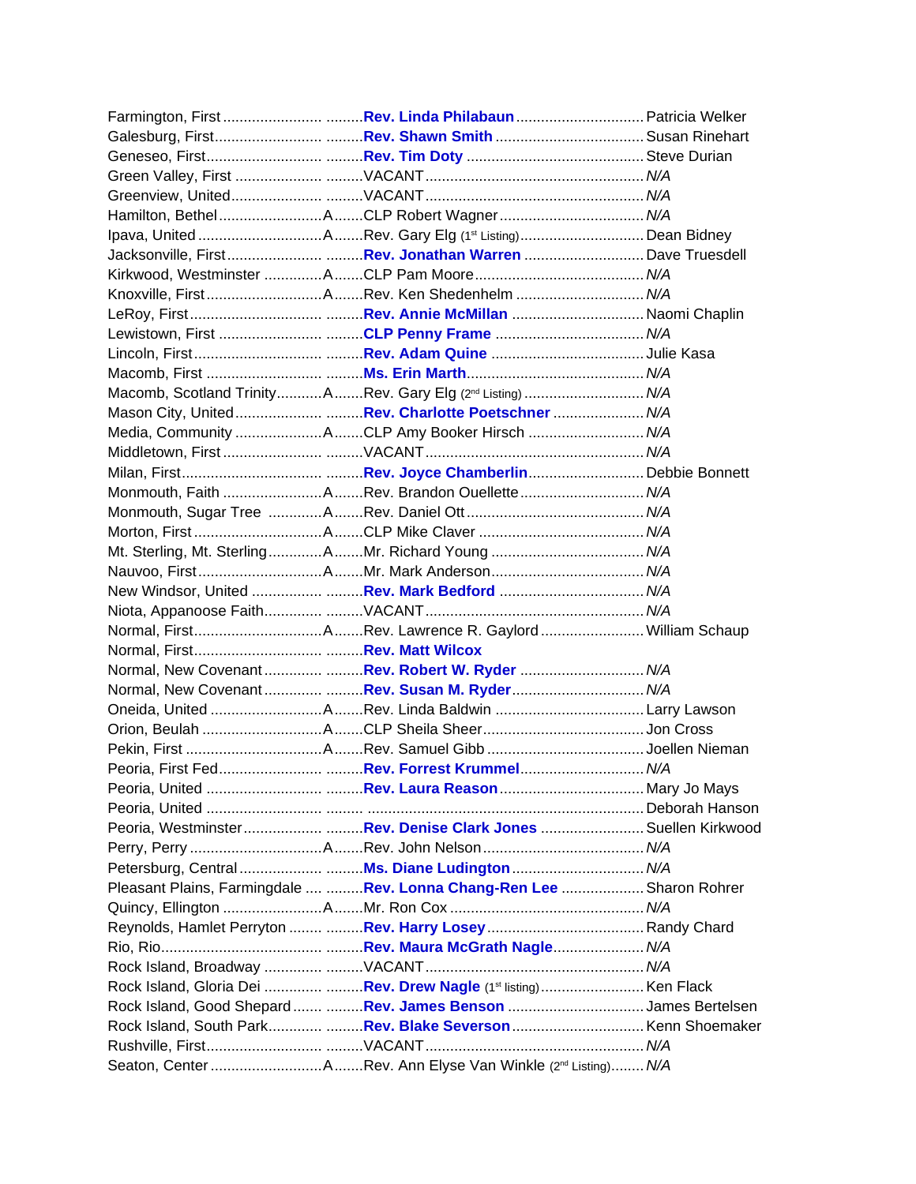| Church | Status | Pastor | Contact |
|---|---|---|---|
| Farmington, First | | **Rev. Linda Philabaun** | Patricia Welker |
| Galesburg, First | | **Rev. Shawn Smith** | Susan Rinehart |
| Geneseo, First | | **Rev. Tim Doty** | Steve Durian |
| Green Valley, First | | VACANT | *N/A* |
| Greenview, United | | VACANT | *N/A* |
| Hamilton, Bethel | A | CLP Robert Wagner | *N/A* |
| Ipava, United | A | Rev. Gary Elg (1st Listing) | Dean Bidney |
| Jacksonville, First | | **Rev. Jonathan Warren** | Dave Truesdell |
| Kirkwood, Westminster | A | CLP Pam Moore | *N/A* |
| Knoxville, First | A | Rev. Ken Shedenhelm | *N/A* |
| LeRoy, First | | **Rev. Annie McMillan** | Naomi Chaplin |
| Lewistown, First | | **CLP Penny Frame** | *N/A* |
| Lincoln, First | | **Rev. Adam Quine** | Julie Kasa |
| Macomb, First | | **Ms. Erin Marth** | *N/A* |
| Macomb, Scotland Trinity | A | Rev. Gary Elg (2nd Listing) | *N/A* |
| Mason City, United | | **Rev. Charlotte Poetschner** | *N/A* |
| Media, Community | A | CLP Amy Booker Hirsch | *N/A* |
| Middletown, First | | VACANT | *N/A* |
| Milan, First | | **Rev. Joyce Chamberlin** | Debbie Bonnett |
| Monmouth, Faith | A | Rev. Brandon Ouellette | *N/A* |
| Monmouth, Sugar Tree | A | Rev. Daniel Ott | *N/A* |
| Morton, First | A | CLP Mike Claver | *N/A* |
| Mt. Sterling, Mt. Sterling | A | Mr. Richard Young | *N/A* |
| Nauvoo, First | A | Mr. Mark Anderson | *N/A* |
| New Windsor, United | | **Rev. Mark Bedford** | *N/A* |
| Niota, Appanoose Faith | | VACANT | *N/A* |
| Normal, First | A | Rev. Lawrence R. Gaylord | William Schaup |
| Normal, First | | **Rev. Matt Wilcox** | |
| Normal, New Covenant | | **Rev. Robert W. Ryder** | *N/A* |
| Normal, New Covenant | | **Rev. Susan M. Ryder** | *N/A* |
| Oneida, United | A | Rev. Linda Baldwin | Larry Lawson |
| Orion, Beulah | A | CLP Sheila Sheer | Jon Cross |
| Pekin, First | A | Rev. Samuel Gibb | Joellen Nieman |
| Peoria, First Fed | | **Rev. Forrest Krummel** | *N/A* |
| Peoria, United | | **Rev. Laura Reason** | Mary Jo Mays |
| Peoria, United | | | Deborah Hanson |
| Peoria, Westminster | | **Rev. Denise Clark Jones** | Suellen Kirkwood |
| Perry, Perry | A | Rev. John Nelson | *N/A* |
| Petersburg, Central | | **Ms. Diane Ludington** | *N/A* |
| Pleasant Plains, Farmingdale | | **Rev. Lonna Chang-Ren Lee** | Sharon Rohrer |
| Quincy, Ellington | A | Mr. Ron Cox | *N/A* |
| Reynolds, Hamlet Perryton | | **Rev. Harry Losey** | Randy Chard |
| Rio, Rio | | **Rev. Maura McGrath Nagle** | *N/A* |
| Rock Island, Broadway | | VACANT | *N/A* |
| Rock Island, Gloria Dei | | **Rev. Drew Nagle** (1st listing) | Ken Flack |
| Rock Island, Good Shepard | | **Rev. James Benson** | James Bertelsen |
| Rock Island, South Park | | **Rev. Blake Severson** | Kenn Shoemaker |
| Rushville, First | | VACANT | *N/A* |
| Seaton, Center | A | Rev. Ann Elyse Van Winkle (2nd Listing) | *N/A* |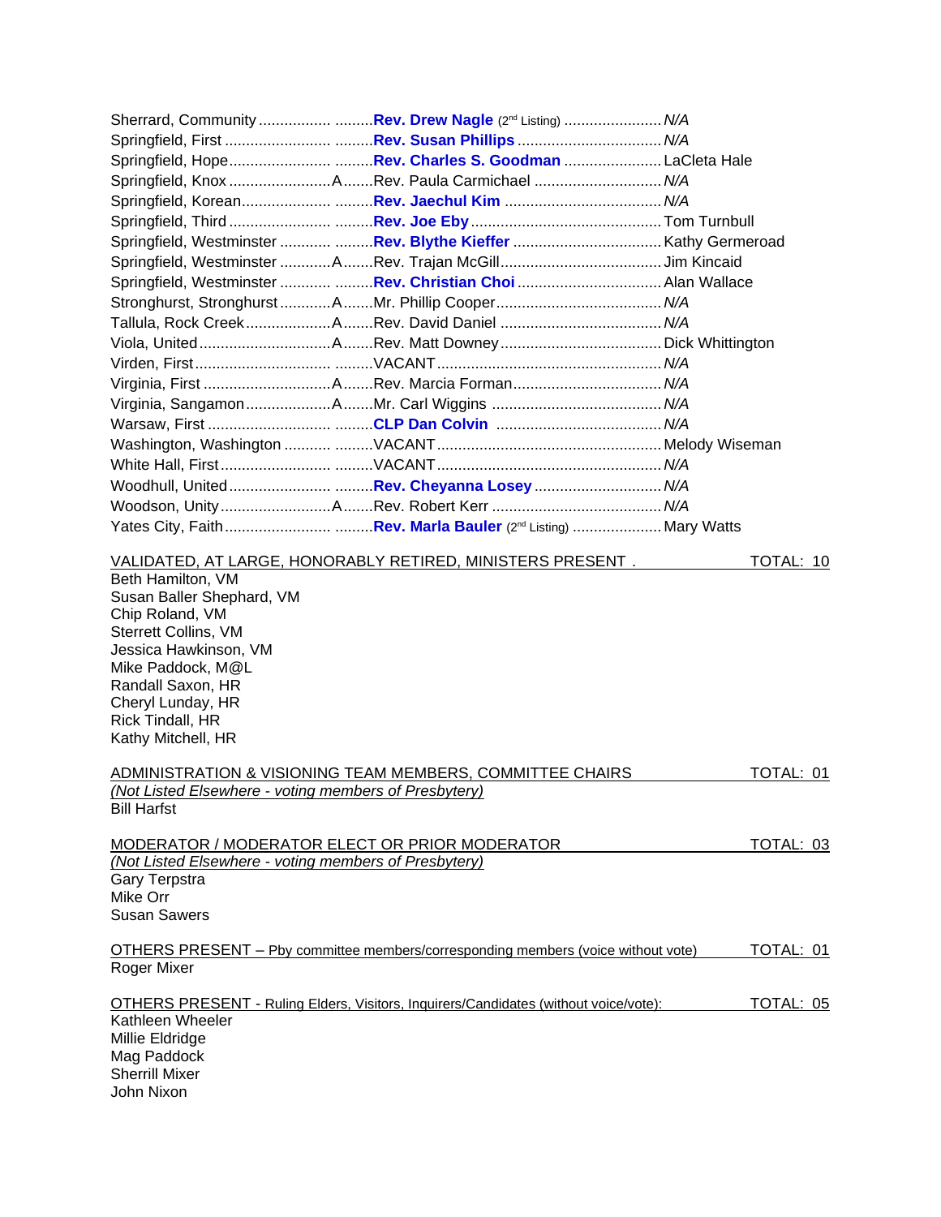| Church | | Minister | Elder |
|---|---|---|---|
| Sherrard, Community | | **Rev. Drew Nagle** (2nd Listing) | *N/A* |
| Springfield, First | | **Rev. Susan Phillips** | *N/A* |
| Springfield, Hope | | **Rev. Charles S. Goodman** | LaCleta Hale |
| Springfield, Knox | A | Rev. Paula Carmichael | *N/A* |
| Springfield, Korean | | **Rev. Jaechul Kim** | *N/A* |
| Springfield, Third | | **Rev. Joe Eby** | Tom Turnbull |
| Springfield, Westminster | | **Rev. Blythe Kieffer** | Kathy Germeroad |
| Springfield, Westminster | A | Rev. Trajan McGill | Jim Kincaid |
| Springfield, Westminster | | **Rev. Christian Choi** | Alan Wallace |
| Stronghurst, Stronghurst | A | Mr. Phillip Cooper | *N/A* |
| Tallula, Rock Creek | A | Rev. David Daniel | *N/A* |
| Viola, United | A | Rev. Matt Downey | Dick Whittington |
| Virden, First | | VACANT | *N/A* |
| Virginia, First | A | Rev. Marcia Forman | *N/A* |
| Virginia, Sangamon | A | Mr. Carl Wiggins | *N/A* |
| Warsaw, First | | **CLP Dan Colvin** | *N/A* |
| Washington, Washington | | VACANT | Melody Wiseman |
| White Hall, First | | VACANT | *N/A* |
| Woodhull, United | | **Rev. Cheyanna Losey** | *N/A* |
| Woodson, Unity | A | Rev. Robert Kerr | *N/A* |
| Yates City, Faith | | **Rev. Marla Bauler** (2nd Listing) | Mary Watts |

VALIDATED, AT LARGE, HONORABLY RETIRED, MINISTERS PRESENT . TOTAL: 10

Beth Hamilton, VM
Susan Baller Shephard, VM
Chip Roland, VM
Sterrett Collins, VM
Jessica Hawkinson, VM
Mike Paddock, M@L
Randall Saxon, HR
Cheryl Lunday, HR
Rick Tindall, HR
Kathy Mitchell, HR

ADMINISTRATION & VISIONING TEAM MEMBERS, COMMITTEE CHAIRS TOTAL: 01
*(Not Listed Elsewhere - voting members of Presbytery)*

Bill Harfst

MODERATOR / MODERATOR ELECT OR PRIOR MODERATOR TOTAL: 03
*(Not Listed Elsewhere - voting members of Presbytery)*

Gary Terpstra
Mike Orr
Susan Sawers

OTHERS PRESENT – Pby committee members/corresponding members (voice without vote) TOTAL: 01

Roger Mixer

OTHERS PRESENT - Ruling Elders, Visitors, Inquirers/Candidates (without voice/vote): TOTAL: 05

Kathleen Wheeler
Millie Eldridge
Mag Paddock
Sherrill Mixer
John Nixon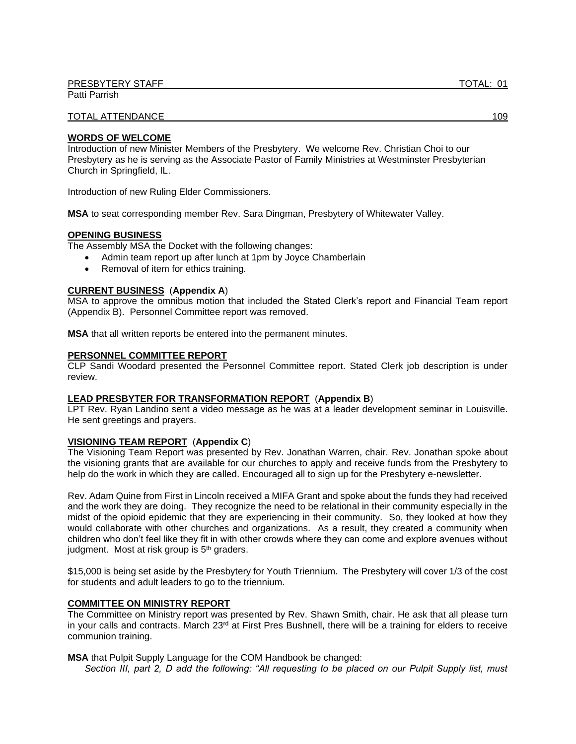PRESBYTERY STAFF TOTAL: 01

Patti Parrish

TOTAL ATTENDANCE 109

**WORDS OF WELCOME**

Introduction of new Minister Members of the Presbytery. We welcome Rev. Christian Choi to our Presbytery as he is serving as the Associate Pastor of Family Ministries at Westminster Presbyterian Church in Springfield, IL.

Introduction of new Ruling Elder Commissioners.

**MSA** to seat corresponding member Rev. Sara Dingman, Presbytery of Whitewater Valley.

**OPENING BUSINESS**

The Assembly MSA the Docket with the following changes:

- Admin team report up after lunch at 1pm by Joyce Chamberlain
- Removal of item for ethics training.

**CURRENT BUSINESS** (**Appendix A**)

MSA to approve the omnibus motion that included the Stated Clerk's report and Financial Team report (Appendix B). Personnel Committee report was removed.

**MSA** that all written reports be entered into the permanent minutes.

**PERSONNEL COMMITTEE REPORT**

CLP Sandi Woodard presented the Personnel Committee report. Stated Clerk job description is under review.

**LEAD PRESBYTER FOR TRANSFORMATION REPORT** (**Appendix B**)

LPT Rev. Ryan Landino sent a video message as he was at a leader development seminar in Louisville. He sent greetings and prayers.

**VISIONING TEAM REPORT** (**Appendix C**)

The Visioning Team Report was presented by Rev. Jonathan Warren, chair. Rev. Jonathan spoke about the visioning grants that are available for our churches to apply and receive funds from the Presbytery to help do the work in which they are called. Encouraged all to sign up for the Presbytery e-newsletter.

Rev. Adam Quine from First in Lincoln received a MIFA Grant and spoke about the funds they had received and the work they are doing. They recognize the need to be relational in their community especially in the midst of the opioid epidemic that they are experiencing in their community. So, they looked at how they would collaborate with other churches and organizations. As a result, they created a community when children who don't feel like they fit in with other crowds where they can come and explore avenues without judgment. Most at risk group is 5th graders.

$15,000 is being set aside by the Presbytery for Youth Triennium. The Presbytery will cover 1/3 of the cost for students and adult leaders to go to the triennium.

**COMMITTEE ON MINISTRY REPORT**

The Committee on Ministry report was presented by Rev. Shawn Smith, chair. He ask that all please turn in your calls and contracts. March 23rd at First Pres Bushnell, there will be a training for elders to receive communion training.

**MSA** that Pulpit Supply Language for the COM Handbook be changed:

*Section III, part 2, D add the following: "All requesting to be placed on our Pulpit Supply list, must*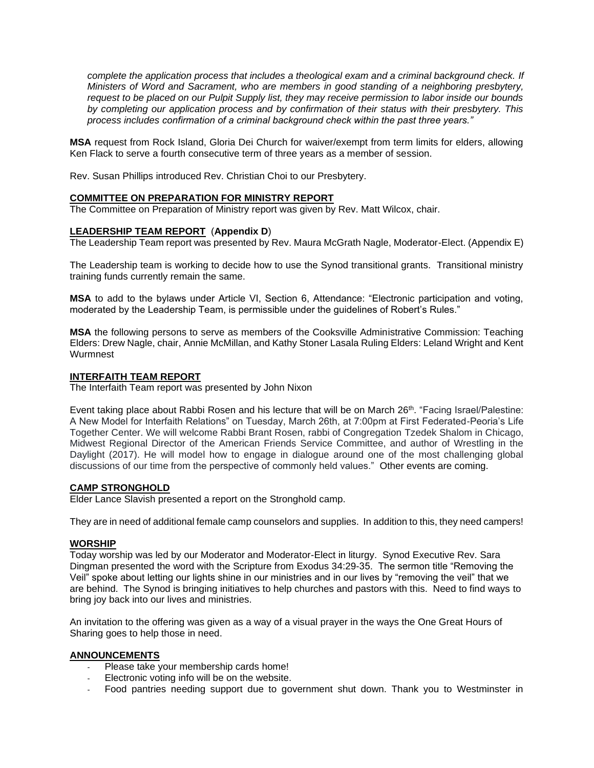*complete the application process that includes a theological exam and a criminal background check. If Ministers of Word and Sacrament, who are members in good standing of a neighboring presbytery, request to be placed on our Pulpit Supply list, they may receive permission to labor inside our bounds by completing our application process and by confirmation of their status with their presbytery. This process includes confirmation of a criminal background check within the past three years."*

**MSA** request from Rock Island, Gloria Dei Church for waiver/exempt from term limits for elders, allowing Ken Flack to serve a fourth consecutive term of three years as a member of session.

Rev. Susan Phillips introduced Rev. Christian Choi to our Presbytery.

## COMMITTEE ON PREPARATION FOR MINISTRY REPORT

The Committee on Preparation of Ministry report was given by Rev. Matt Wilcox, chair.

## LEADERSHIP TEAM REPORT (**Appendix D**)

The Leadership Team report was presented by Rev. Maura McGrath Nagle, Moderator-Elect. (Appendix E)

The Leadership team is working to decide how to use the Synod transitional grants. Transitional ministry training funds currently remain the same.

**MSA** to add to the bylaws under Article VI, Section 6, Attendance: "Electronic participation and voting, moderated by the Leadership Team, is permissible under the guidelines of Robert's Rules."

**MSA** the following persons to serve as members of the Cooksville Administrative Commission: Teaching Elders: Drew Nagle, chair, Annie McMillan, and Kathy Stoner Lasala Ruling Elders: Leland Wright and Kent Wurmnest

## INTERFAITH TEAM REPORT

The Interfaith Team report was presented by John Nixon

Event taking place about Rabbi Rosen and his lecture that will be on March 26th. "Facing Israel/Palestine: A New Model for Interfaith Relations" on Tuesday, March 26th, at 7:00pm at First Federated-Peoria's Life Together Center. We will welcome Rabbi Brant Rosen, rabbi of Congregation Tzedek Shalom in Chicago, Midwest Regional Director of the American Friends Service Committee, and author of Wrestling in the Daylight (2017). He will model how to engage in dialogue around one of the most challenging global discussions of our time from the perspective of commonly held values." Other events are coming.

## CAMP STRONGHOLD

Elder Lance Slavish presented a report on the Stronghold camp.

They are in need of additional female camp counselors and supplies. In addition to this, they need campers!

## WORSHIP

Today worship was led by our Moderator and Moderator-Elect in liturgy. Synod Executive Rev. Sara Dingman presented the word with the Scripture from Exodus 34:29-35. The sermon title "Removing the Veil" spoke about letting our lights shine in our ministries and in our lives by "removing the veil" that we are behind. The Synod is bringing initiatives to help churches and pastors with this. Need to find ways to bring joy back into our lives and ministries.

An invitation to the offering was given as a way of a visual prayer in the ways the One Great Hours of Sharing goes to help those in need.

## ANNOUNCEMENTS

- Please take your membership cards home!
- Electronic voting info will be on the website.
- Food pantries needing support due to government shut down. Thank you to Westminster in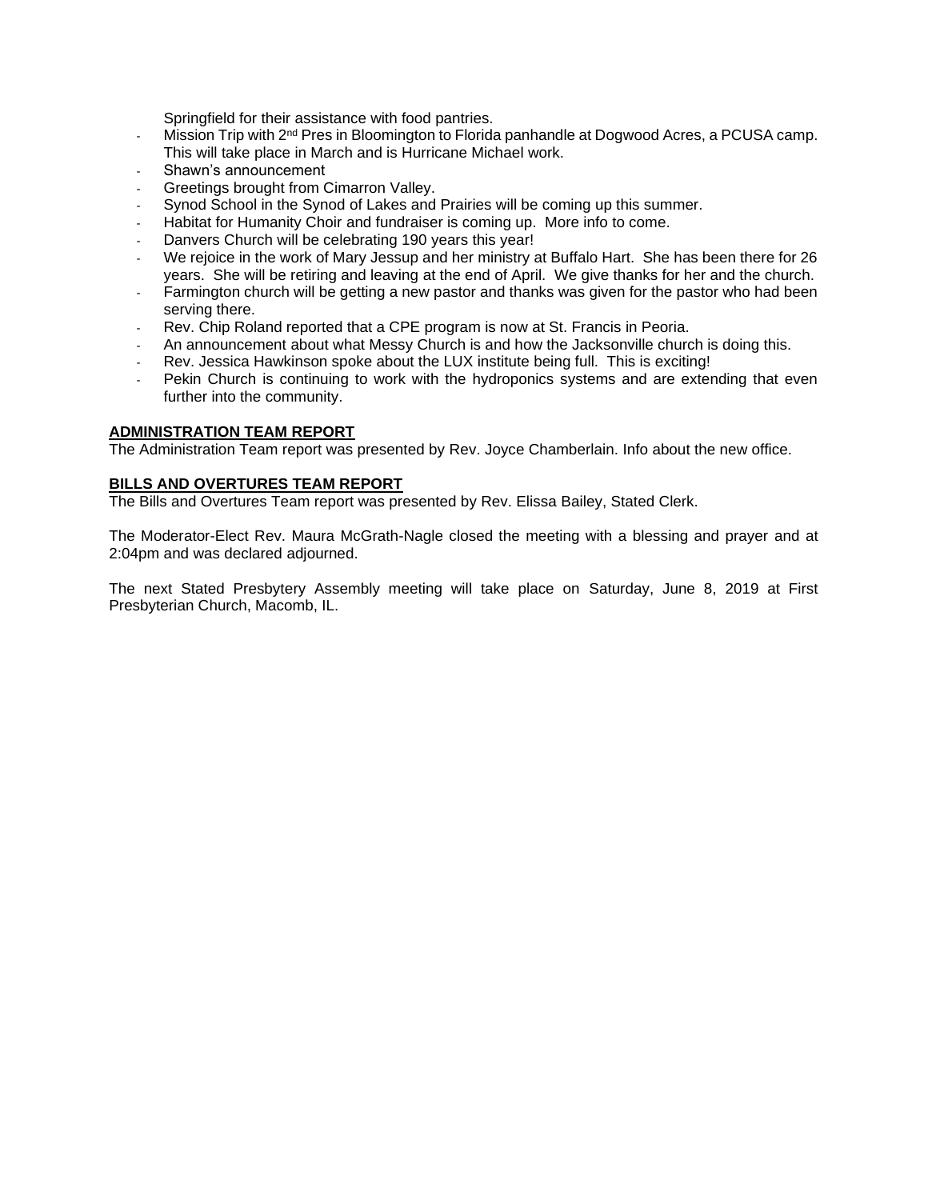Springfield for their assistance with food pantries.

- Mission Trip with 2nd Pres in Bloomington to Florida panhandle at Dogwood Acres, a PCUSA camp. This will take place in March and is Hurricane Michael work.
- Shawn's announcement
- Greetings brought from Cimarron Valley.
- Synod School in the Synod of Lakes and Prairies will be coming up this summer.
- Habitat for Humanity Choir and fundraiser is coming up. More info to come.
- Danvers Church will be celebrating 190 years this year!
- We rejoice in the work of Mary Jessup and her ministry at Buffalo Hart. She has been there for 26 years. She will be retiring and leaving at the end of April. We give thanks for her and the church.
- Farmington church will be getting a new pastor and thanks was given for the pastor who had been serving there.
- Rev. Chip Roland reported that a CPE program is now at St. Francis in Peoria.
- An announcement about what Messy Church is and how the Jacksonville church is doing this.
- Rev. Jessica Hawkinson spoke about the LUX institute being full. This is exciting!
- Pekin Church is continuing to work with the hydroponics systems and are extending that even further into the community.

**ADMINISTRATION TEAM REPORT**

The Administration Team report was presented by Rev. Joyce Chamberlain. Info about the new office.

**BILLS AND OVERTURES TEAM REPORT**

The Bills and Overtures Team report was presented by Rev. Elissa Bailey, Stated Clerk.

The Moderator-Elect Rev. Maura McGrath-Nagle closed the meeting with a blessing and prayer and at 2:04pm and was declared adjourned.

The next Stated Presbytery Assembly meeting will take place on Saturday, June 8, 2019 at First Presbyterian Church, Macomb, IL.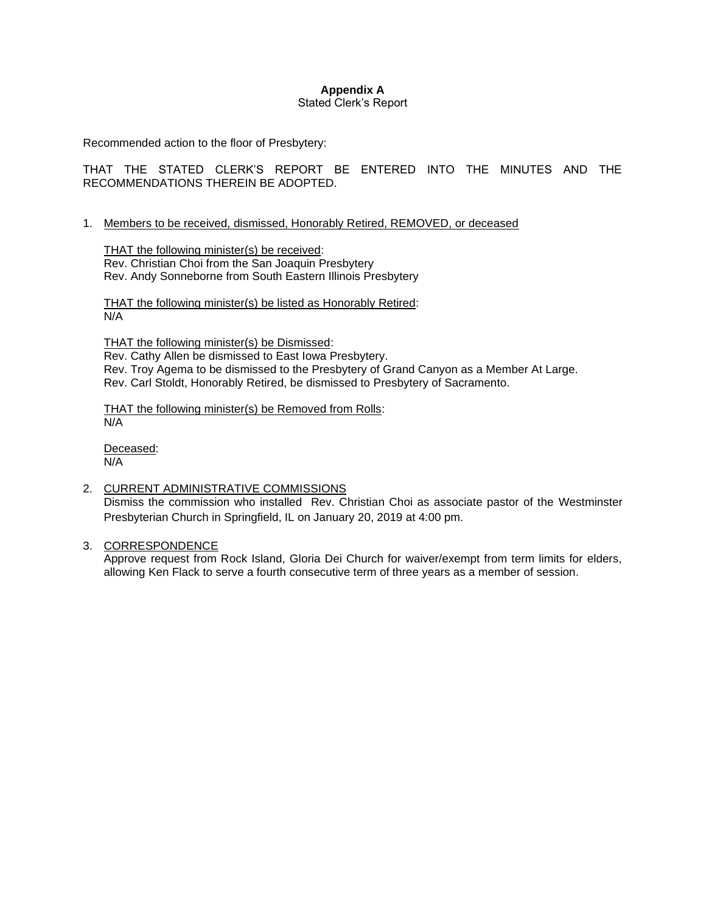**Appendix A**
Stated Clerk's Report

Recommended action to the floor of Presbytery:

THAT THE STATED CLERK'S REPORT BE ENTERED INTO THE MINUTES AND THE RECOMMENDATIONS THEREIN BE ADOPTED.

1. Members to be received, dismissed, Honorably Retired, REMOVED, or deceased

   THAT the following minister(s) be received:
   Rev. Christian Choi from the San Joaquin Presbytery
   Rev. Andy Sonneborne from South Eastern Illinois Presbytery

   THAT the following minister(s) be listed as Honorably Retired:
   N/A

   THAT the following minister(s) be Dismissed:
   Rev. Cathy Allen be dismissed to East Iowa Presbytery.
   Rev. Troy Agema to be dismissed to the Presbytery of Grand Canyon as a Member At Large.
   Rev. Carl Stoldt, Honorably Retired, be dismissed to Presbytery of Sacramento.

   THAT the following minister(s) be Removed from Rolls:
   N/A

   Deceased:
   N/A

2. CURRENT ADMINISTRATIVE COMMISSIONS
   Dismiss the commission who installed Rev. Christian Choi as associate pastor of the Westminster Presbyterian Church in Springfield, IL on January 20, 2019 at 4:00 pm.

3. CORRESPONDENCE
   Approve request from Rock Island, Gloria Dei Church for waiver/exempt from term limits for elders, allowing Ken Flack to serve a fourth consecutive term of three years as a member of session.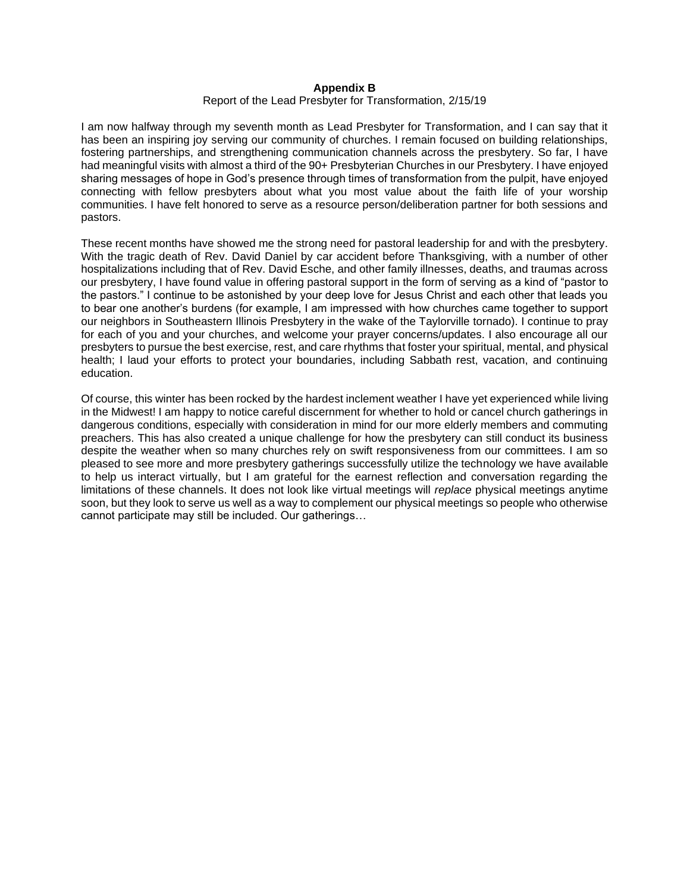**Appendix B**

Report of the Lead Presbyter for Transformation, 2/15/19

I am now halfway through my seventh month as Lead Presbyter for Transformation, and I can say that it has been an inspiring joy serving our community of churches. I remain focused on building relationships, fostering partnerships, and strengthening communication channels across the presbytery. So far, I have had meaningful visits with almost a third of the 90+ Presbyterian Churches in our Presbytery. I have enjoyed sharing messages of hope in God's presence through times of transformation from the pulpit, have enjoyed connecting with fellow presbyters about what you most value about the faith life of your worship communities. I have felt honored to serve as a resource person/deliberation partner for both sessions and pastors.

These recent months have showed me the strong need for pastoral leadership for and with the presbytery. With the tragic death of Rev. David Daniel by car accident before Thanksgiving, with a number of other hospitalizations including that of Rev. David Esche, and other family illnesses, deaths, and traumas across our presbytery, I have found value in offering pastoral support in the form of serving as a kind of "pastor to the pastors." I continue to be astonished by your deep love for Jesus Christ and each other that leads you to bear one another's burdens (for example, I am impressed with how churches came together to support our neighbors in Southeastern Illinois Presbytery in the wake of the Taylorville tornado). I continue to pray for each of you and your churches, and welcome your prayer concerns/updates. I also encourage all our presbyters to pursue the best exercise, rest, and care rhythms that foster your spiritual, mental, and physical health; I laud your efforts to protect your boundaries, including Sabbath rest, vacation, and continuing education.

Of course, this winter has been rocked by the hardest inclement weather I have yet experienced while living in the Midwest! I am happy to notice careful discernment for whether to hold or cancel church gatherings in dangerous conditions, especially with consideration in mind for our more elderly members and commuting preachers. This has also created a unique challenge for how the presbytery can still conduct its business despite the weather when so many churches rely on swift responsiveness from our committees. I am so pleased to see more and more presbytery gatherings successfully utilize the technology we have available to help us interact virtually, but I am grateful for the earnest reflection and conversation regarding the limitations of these channels. It does not look like virtual meetings will *replace* physical meetings anytime soon, but they look to serve us well as a way to complement our physical meetings so people who otherwise cannot participate may still be included. Our gatherings…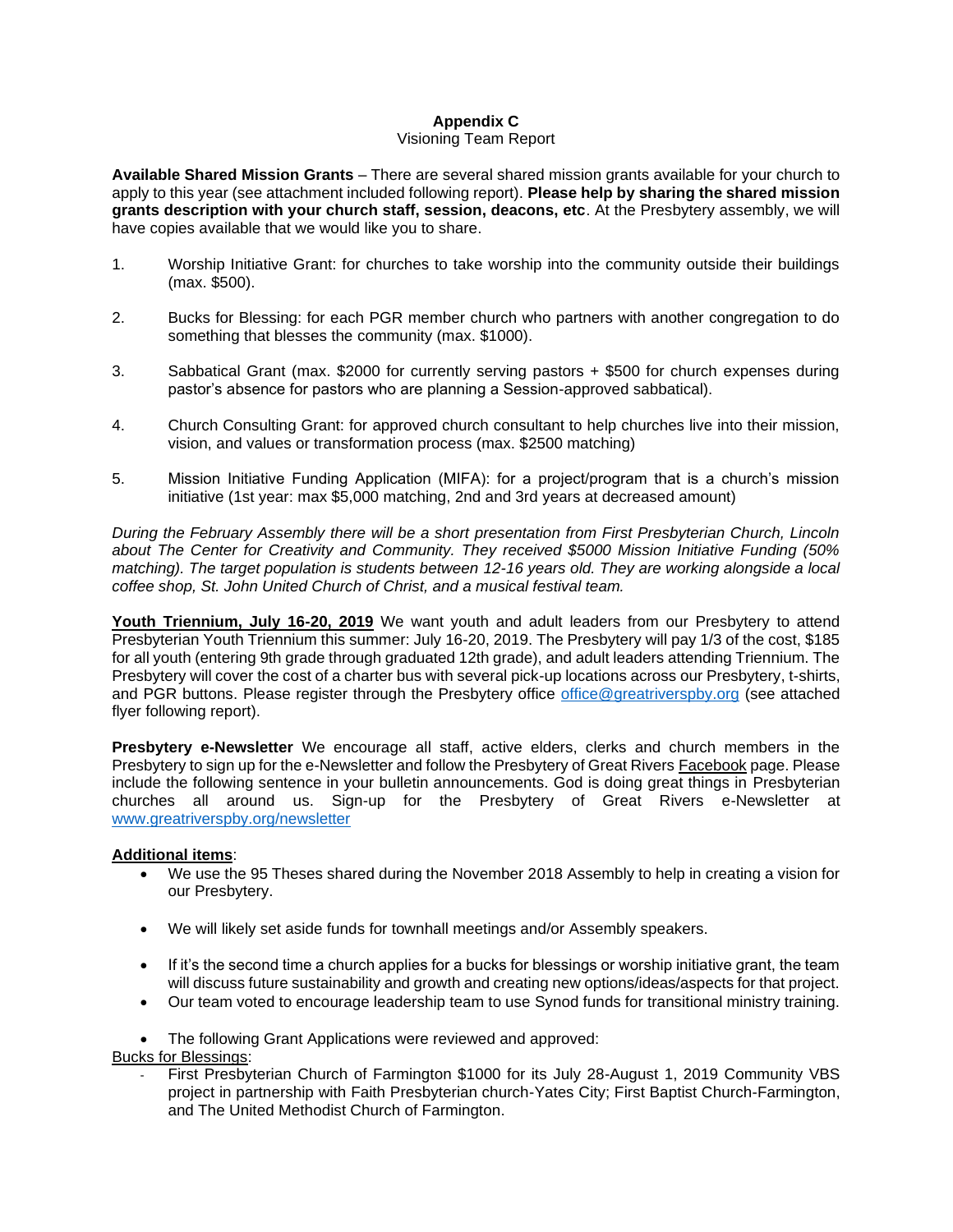**Appendix C**

Visioning Team Report

**Available Shared Mission Grants** – There are several shared mission grants available for your church to apply to this year (see attachment included following report). **Please help by sharing the shared mission grants description with your church staff, session, deacons, etc**. At the Presbytery assembly, we will have copies available that we would like you to share.

1. Worship Initiative Grant: for churches to take worship into the community outside their buildings (max. $500).

2. Bucks for Blessing: for each PGR member church who partners with another congregation to do something that blesses the community (max. $1000).

3. Sabbatical Grant (max. $2000 for currently serving pastors + $500 for church expenses during pastor's absence for pastors who are planning a Session-approved sabbatical).

4. Church Consulting Grant: for approved church consultant to help churches live into their mission, vision, and values or transformation process (max. $2500 matching)

5. Mission Initiative Funding Application (MIFA): for a project/program that is a church's mission initiative (1st year: max $5,000 matching, 2nd and 3rd years at decreased amount)

*During the February Assembly there will be a short presentation from First Presbyterian Church, Lincoln about The Center for Creativity and Community. They received $5000 Mission Initiative Funding (50% matching). The target population is students between 12-16 years old. They are working alongside a local coffee shop, St. John United Church of Christ, and a musical festival team.*

**Youth Triennium, July 16-20, 2019** We want youth and adult leaders from our Presbytery to attend Presbyterian Youth Triennium this summer: July 16-20, 2019. The Presbytery will pay 1/3 of the cost, $185 for all youth (entering 9th grade through graduated 12th grade), and adult leaders attending Triennium. The Presbytery will cover the cost of a charter bus with several pick-up locations across our Presbytery, t-shirts, and PGR buttons. Please register through the Presbytery office office@greatriverspby.org (see attached flyer following report).

**Presbytery e-Newsletter** We encourage all staff, active elders, clerks and church members in the Presbytery to sign up for the e-Newsletter and follow the Presbytery of Great Rivers Facebook page. Please include the following sentence in your bulletin announcements. God is doing great things in Presbyterian churches all around us. Sign-up for the Presbytery of Great Rivers e-Newsletter at www.greatriverspby.org/newsletter

**Additional items**:

- We use the 95 Theses shared during the November 2018 Assembly to help in creating a vision for our Presbytery.
- We will likely set aside funds for townhall meetings and/or Assembly speakers.
- If it's the second time a church applies for a bucks for blessings or worship initiative grant, the team will discuss future sustainability and growth and creating new options/ideas/aspects for that project.
- Our team voted to encourage leadership team to use Synod funds for transitional ministry training.
- The following Grant Applications were reviewed and approved:

Bucks for Blessings:

- First Presbyterian Church of Farmington $1000 for its July 28-August 1, 2019 Community VBS project in partnership with Faith Presbyterian church-Yates City; First Baptist Church-Farmington, and The United Methodist Church of Farmington.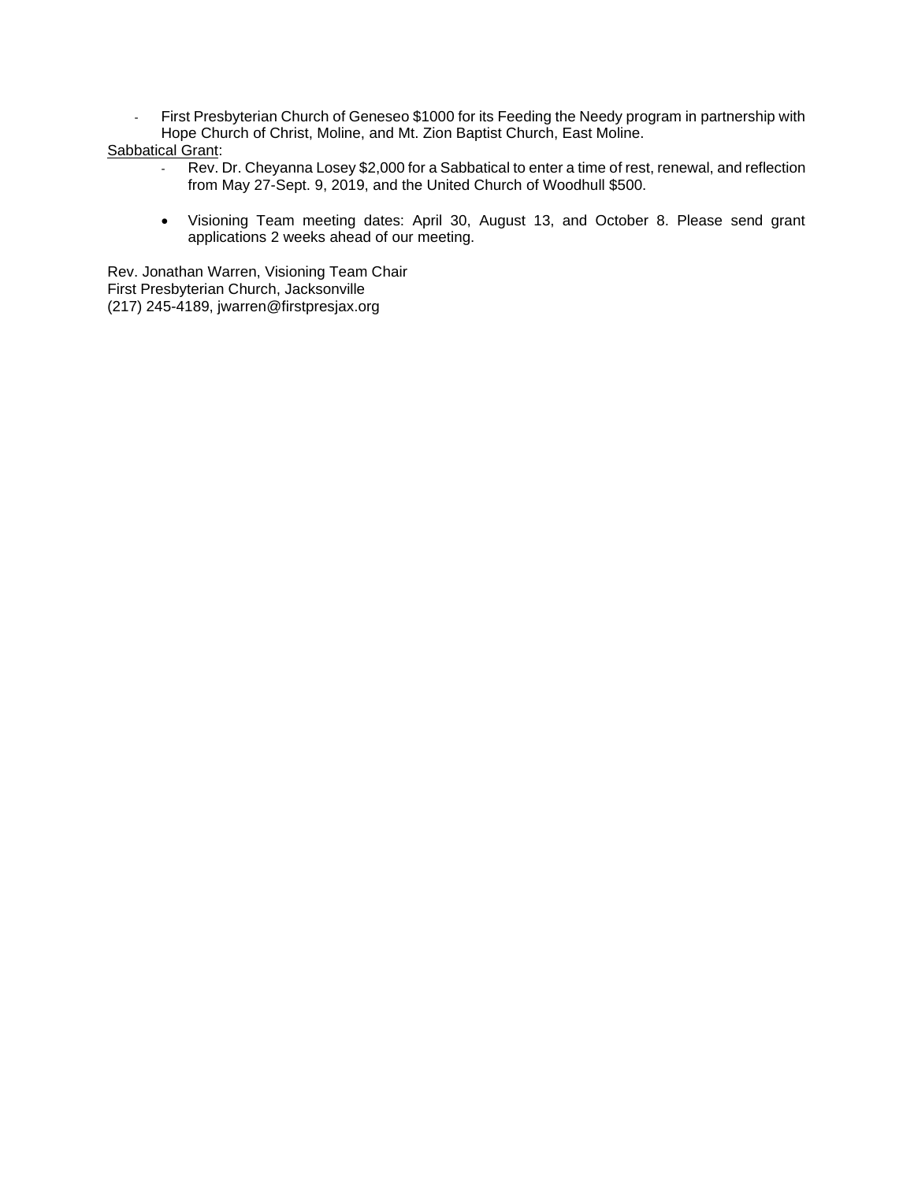- First Presbyterian Church of Geneseo $1000 for its Feeding the Needy program in partnership with Hope Church of Christ, Moline, and Mt. Zion Baptist Church, East Moline.

Sabbatical Grant:

- Rev. Dr. Cheyanna Losey $2,000 for a Sabbatical to enter a time of rest, renewal, and reflection from May 27-Sept. 9, 2019, and the United Church of Woodhull $500.

- Visioning Team meeting dates: April 30, August 13, and October 8. Please send grant applications 2 weeks ahead of our meeting.

Rev. Jonathan Warren, Visioning Team Chair
First Presbyterian Church, Jacksonville
(217) 245-4189, jwarren@firstpresjax.org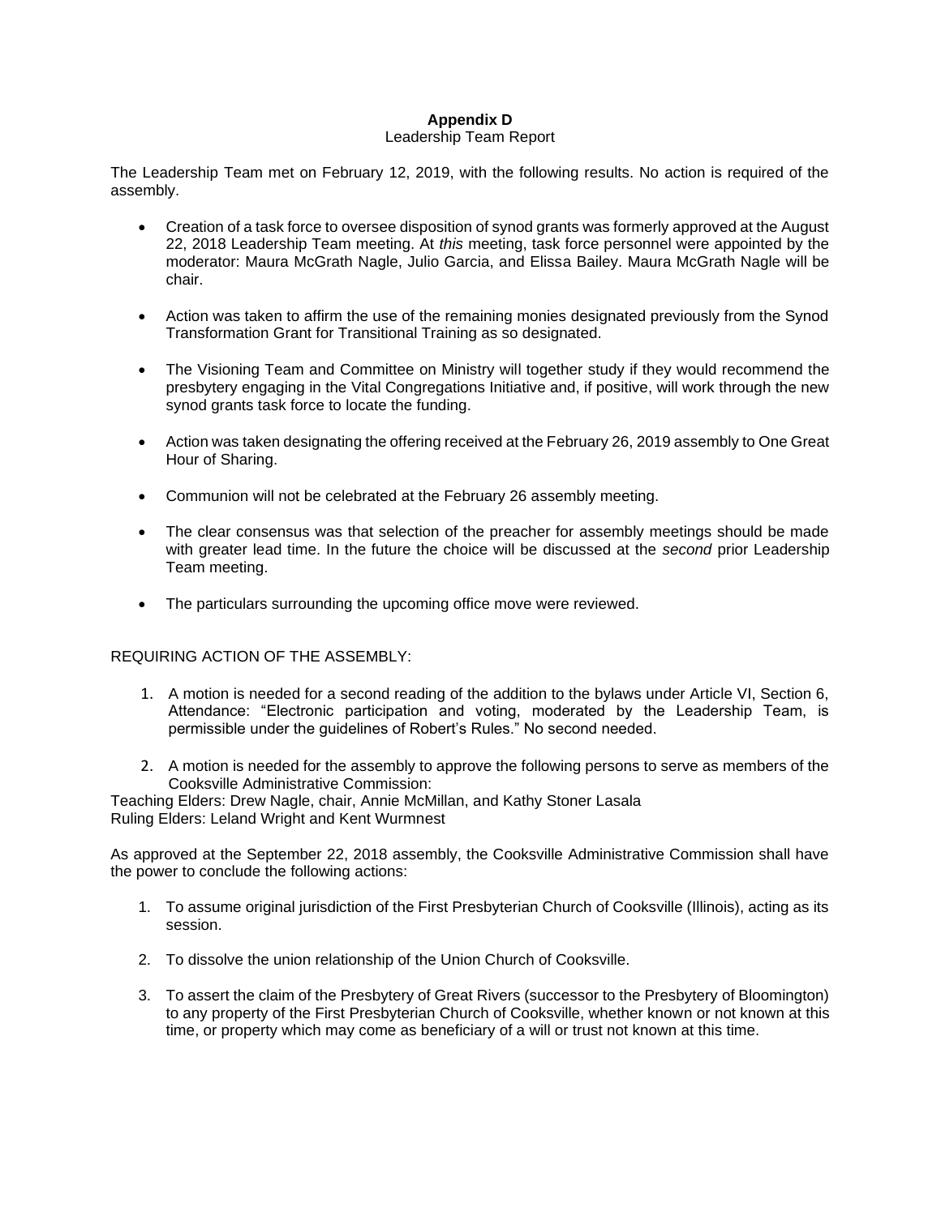**Appendix D**

Leadership Team Report

The Leadership Team met on February 12, 2019, with the following results. No action is required of the assembly.

- Creation of a task force to oversee disposition of synod grants was formerly approved at the August 22, 2018 Leadership Team meeting. At *this* meeting, task force personnel were appointed by the moderator: Maura McGrath Nagle, Julio Garcia, and Elissa Bailey. Maura McGrath Nagle will be chair.
- Action was taken to affirm the use of the remaining monies designated previously from the Synod Transformation Grant for Transitional Training as so designated.
- The Visioning Team and Committee on Ministry will together study if they would recommend the presbytery engaging in the Vital Congregations Initiative and, if positive, will work through the new synod grants task force to locate the funding.
- Action was taken designating the offering received at the February 26, 2019 assembly to One Great Hour of Sharing.
- Communion will not be celebrated at the February 26 assembly meeting.
- The clear consensus was that selection of the preacher for assembly meetings should be made with greater lead time. In the future the choice will be discussed at the *second* prior Leadership Team meeting.
- The particulars surrounding the upcoming office move were reviewed.

REQUIRING ACTION OF THE ASSEMBLY:

1. A motion is needed for a second reading of the addition to the bylaws under Article VI, Section 6, Attendance: "Electronic participation and voting, moderated by the Leadership Team, is permissible under the guidelines of Robert's Rules." No second needed.
2. A motion is needed for the assembly to approve the following persons to serve as members of the Cooksville Administrative Commission:

Teaching Elders: Drew Nagle, chair, Annie McMillan, and Kathy Stoner Lasala
Ruling Elders: Leland Wright and Kent Wurmnest

As approved at the September 22, 2018 assembly, the Cooksville Administrative Commission shall have the power to conclude the following actions:

1. To assume original jurisdiction of the First Presbyterian Church of Cooksville (Illinois), acting as its session.
2. To dissolve the union relationship of the Union Church of Cooksville.
3. To assert the claim of the Presbytery of Great Rivers (successor to the Presbytery of Bloomington) to any property of the First Presbyterian Church of Cooksville, whether known or not known at this time, or property which may come as beneficiary of a will or trust not known at this time.